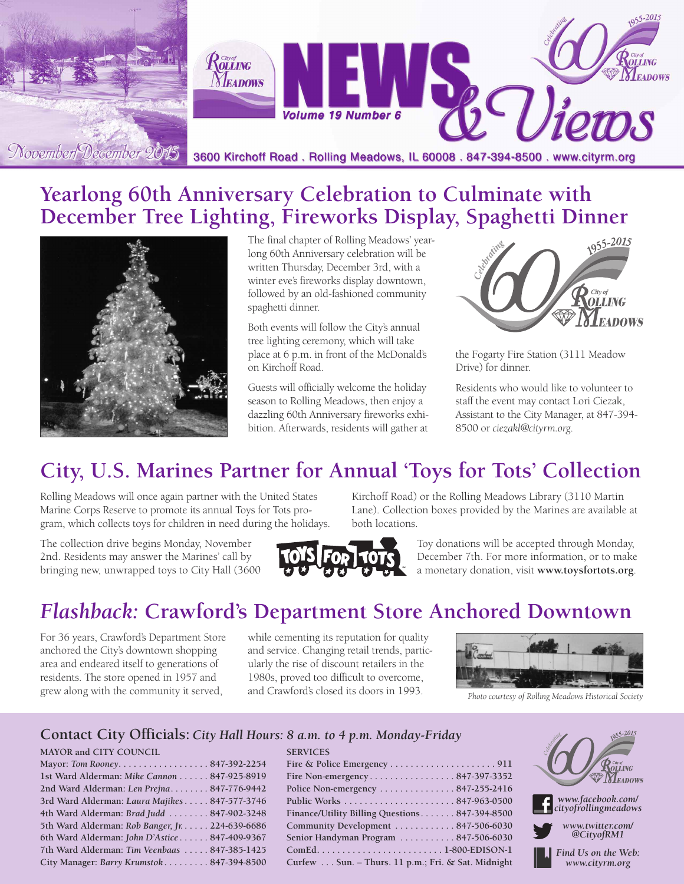# City of Rolling Meadows NEWS & Views

Volume 19 Number 6

November/December 2015

3600 Kirchoff Road . Rolling Meadows, IL 60008 . 847-394-8500 . www.cityrm.org

## Yearlong 60th Anniversary Celebration to Culminate with December Tree Lighting, Fireworks Display, Spaghetti Dinner

The final chapter of Rolling Meadows' yearlong 60th Anniversary celebration will be written Thursday, December 3rd, with a winter eve's fireworks display downtown, followed by an old-fashioned community spaghetti dinner.

Both events will follow the City's annual tree lighting ceremony, which will take place at 6 p.m. in front of the McDonald's on Kirchoff Road.

Guests will officially welcome the holiday season to Rolling Meadows, then enjoy a dazzling 60th Anniversary fireworks exhibition. Afterwards, residents will gather at the Fogarty Fire Station (3111 Meadow Drive) for dinner.

Residents who would like to volunteer to staff the event may contact Lori Ciezak, Assistant to the City Manager, at 847-394-8500 or *ciezakl@cityrm.org*.

## City, U.S. Marines Partner for Annual 'Toys for Tots' Collection

Rolling Meadows will once again partner with the United States Marine Corps Reserve to promote its annual Toys for Tots program, which collects toys for children in need during the holidays.

The collection drive begins Monday, November 2nd. Residents may answer the Marines' call by bringing new, unwrapped toys to City Hall (3600 Kirchoff Road) or the Rolling Meadows Library (3110 Martin Lane). Collection boxes provided by the Marines are available at both locations.

Toy donations will be accepted through Monday, December 7th. For more information, or to make a monetary donation, visit **www.toysfortots.org**.

## *Flashback:* Crawford's Department Store Anchored Downtown

For 36 years, Crawford's Department Store anchored the City's downtown shopping area and endeared itself to generations of residents. The store opened in 1957 and grew along with the community it served, while cementing its reputation for quality and service. Changing retail trends, particularly the rise of discount retailers in the 1980s, proved too difficult to overcome, and Crawford's closed its doors in 1993.

*Photo courtesy of Rolling Meadows Historical Society*

## Contact City Officials: *City Hall Hours: 8 a.m. to 4 p.m. Monday-Friday*

**MAYOR and CITY COUNCIL**

| | |
|---|---|
| Mayor: *Tom Rooney* | 847-392-2254 |
| 1st Ward Alderman: *Mike Cannon* | 847-925-8919 |
| 2nd Ward Alderman: *Len Prejna* | 847-776-9442 |
| 3rd Ward Alderman: *Laura Majikes* | 847-577-3746 |
| 4th Ward Alderman: *Brad Judd* | 847-902-3248 |
| 5th Ward Alderman: *Rob Banger, Jr.* | 224-639-6686 |
| 6th Ward Alderman: *John D'Astice* | 847-409-9367 |
| 7th Ward Alderman: *Tim Veenbaas* | 847-385-1425 |
| City Manager: *Barry Krumstok* | 847-394-8500 |

**SERVICES**

| | |
|---|---|
| Fire & Police Emergency | 911 |
| Fire Non-emergency | 847-397-3352 |
| Police Non-emergency | 847-255-2416 |
| Public Works | 847-963-0500 |
| Finance/Utility Billing Questions | 847-394-8500 |
| Community Development | 847-506-6030 |
| Senior Handyman Program | 847-506-6030 |
| ComEd | 1-800-EDISON-1 |
| Curfew | Sun. – Thurs. 11 p.m.; Fri. & Sat. Midnight |

*www.facebook.com/cityofrollingmeadows*

*www.twitter.com/@CityofRM1*

*Find Us on the Web: www.cityrm.org*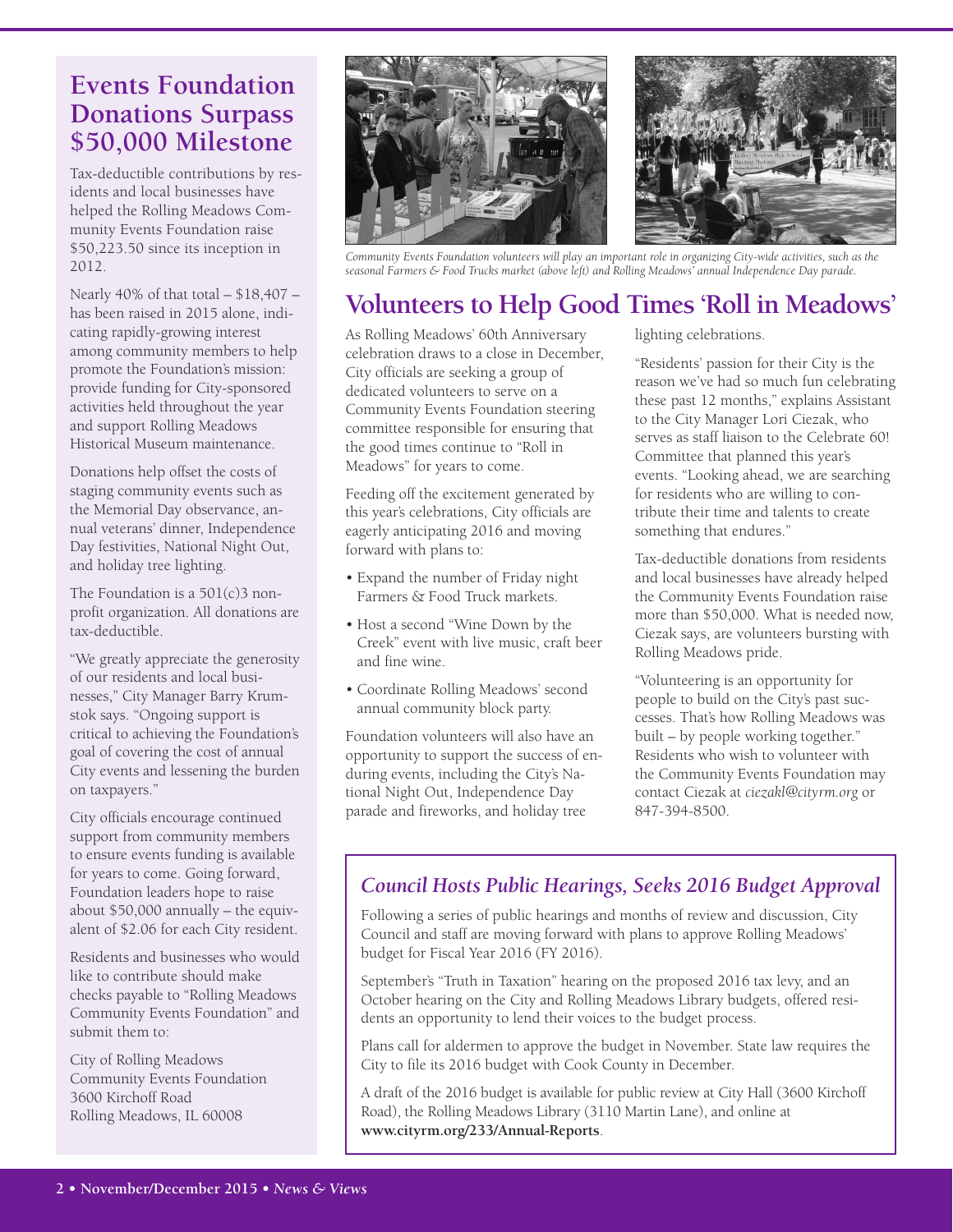## Events Foundation Donations Surpass $50,000 Milestone

Tax-deductible contributions by residents and local businesses have helped the Rolling Meadows Community Events Foundation raise $50,223.50 since its inception in 2012.

Nearly 40% of that total – $18,407 – has been raised in 2015 alone, indicating rapidly-growing interest among community members to help promote the Foundation's mission: provide funding for City-sponsored activities held throughout the year and support Rolling Meadows Historical Museum maintenance.

Donations help offset the costs of staging community events such as the Memorial Day observance, annual veterans' dinner, Independence Day festivities, National Night Out, and holiday tree lighting.

The Foundation is a 501(c)3 nonprofit organization. All donations are tax-deductible.

"We greatly appreciate the generosity of our residents and local businesses," City Manager Barry Krumstok says. "Ongoing support is critical to achieving the Foundation's goal of covering the cost of annual City events and lessening the burden on taxpayers."

City officials encourage continued support from community members to ensure events funding is available for years to come. Going forward, Foundation leaders hope to raise about $50,000 annually – the equivalent of $2.06 for each City resident.

Residents and businesses who would like to contribute should make checks payable to "Rolling Meadows Community Events Foundation" and submit them to:

City of Rolling Meadows
Community Events Foundation
3600 Kirchoff Road
Rolling Meadows, IL 60008

*Community Events Foundation volunteers will play an important role in organizing City-wide activities, such as the seasonal Farmers & Food Trucks market (above left) and Rolling Meadows' annual Independence Day parade.*

## Volunteers to Help Good Times 'Roll in Meadows'

As Rolling Meadows' 60th Anniversary celebration draws to a close in December, City officials are seeking a group of dedicated volunteers to serve on a Community Events Foundation steering committee responsible for ensuring that the good times continue to "Roll in Meadows" for years to come.

Feeding off the excitement generated by this year's celebrations, City officials are eagerly anticipating 2016 and moving forward with plans to:

- Expand the number of Friday night Farmers & Food Truck markets.
- Host a second "Wine Down by the Creek" event with live music, craft beer and fine wine.
- Coordinate Rolling Meadows' second annual community block party.

Foundation volunteers will also have an opportunity to support the success of enduring events, including the City's National Night Out, Independence Day parade and fireworks, and holiday tree lighting celebrations.

"Residents' passion for their City is the reason we've had so much fun celebrating these past 12 months," explains Assistant to the City Manager Lori Ciezak, who serves as staff liaison to the Celebrate 60! Committee that planned this year's events. "Looking ahead, we are searching for residents who are willing to contribute their time and talents to create something that endures."

Tax-deductible donations from residents and local businesses have already helped the Community Events Foundation raise more than $50,000. What is needed now, Ciezak says, are volunteers bursting with Rolling Meadows pride.

"Volunteering is an opportunity for people to build on the City's past successes. That's how Rolling Meadows was built – by people working together." Residents who wish to volunteer with the Community Events Foundation may contact Ciezak at *ciezakl@cityrm.org* or 847-394-8500.

## *Council Hosts Public Hearings, Seeks 2016 Budget Approval*

Following a series of public hearings and months of review and discussion, City Council and staff are moving forward with plans to approve Rolling Meadows' budget for Fiscal Year 2016 (FY 2016).

September's "Truth in Taxation" hearing on the proposed 2016 tax levy, and an October hearing on the City and Rolling Meadows Library budgets, offered residents an opportunity to lend their voices to the budget process.

Plans call for aldermen to approve the budget in November. State law requires the City to file its 2016 budget with Cook County in December.

A draft of the 2016 budget is available for public review at City Hall (3600 Kirchoff Road), the Rolling Meadows Library (3110 Martin Lane), and online at **www.cityrm.org/233/Annual-Reports**.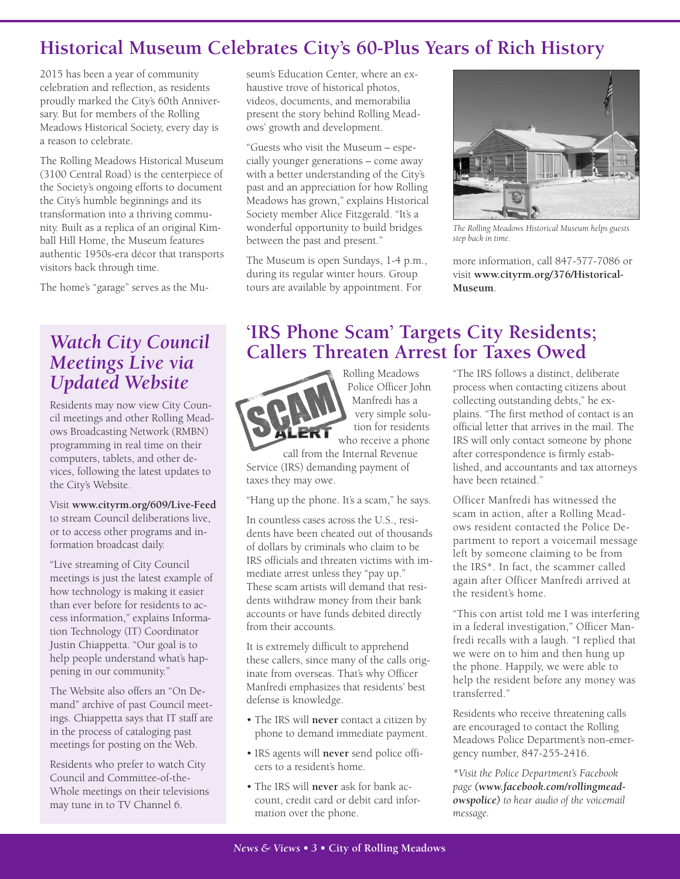## Historical Museum Celebrates City's 60-Plus Years of Rich History

2015 has been a year of community celebration and reflection, as residents proudly marked the City's 60th Anniversary. But for members of the Rolling Meadows Historical Society, every day is a reason to celebrate.

The Rolling Meadows Historical Museum (3100 Central Road) is the centerpiece of the Society's ongoing efforts to document the City's humble beginnings and its transformation into a thriving community. Built as a replica of an original Kimball Hill Home, the Museum features authentic 1950s-era décor that transports visitors back through time.

The home's "garage" serves as the Museum's Education Center, where an exhaustive trove of historical photos, videos, documents, and memorabilia present the story behind Rolling Meadows' growth and development.

"Guests who visit the Museum – especially younger generations – come away with a better understanding of the City's past and an appreciation for how Rolling Meadows has grown," explains Historical Society member Alice Fitzgerald. "It's a wonderful opportunity to build bridges between the past and present."

The Museum is open Sundays, 1-4 p.m., during its regular winter hours. Group tours are available by appointment. For more information, call 847-577-7086 or visit **www.cityrm.org/376/Historical-Museum**.

*The Rolling Meadows Historical Museum helps guests step back in time.*

## *Watch City Council Meetings Live via Updated Website*

Residents may now view City Council meetings and other Rolling Meadows Broadcasting Network (RMBN) programming in real time on their computers, tablets, and other devices, following the latest updates to the City's Website.

Visit **www.cityrm.org/609/Live-Feed** to stream Council deliberations live, or to access other programs and information broadcast daily.

"Live streaming of City Council meetings is just the latest example of how technology is making it easier than ever before for residents to access information," explains Information Technology (IT) Coordinator Justin Chiappetta. "Our goal is to help people understand what's happening in our community."

The Website also offers an "On Demand" archive of past Council meetings. Chiappetta says that IT staff are in the process of cataloging past meetings for posting on the Web.

Residents who prefer to watch City Council and Committee-of-the-Whole meetings on their televisions may tune in to TV Channel 6.

## 'IRS Phone Scam' Targets City Residents; Callers Threaten Arrest for Taxes Owed

Rolling Meadows Police Officer John Manfredi has a very simple solution for residents who receive a phone call from the Internal Revenue Service (IRS) demanding payment of taxes they may owe.

"Hang up the phone. It's a scam," he says.

In countless cases across the U.S., residents have been cheated out of thousands of dollars by criminals who claim to be IRS officials and threaten victims with immediate arrest unless they "pay up." These scam artists will demand that residents withdraw money from their bank accounts or have funds debited directly from their accounts.

It is extremely difficult to apprehend these callers, since many of the calls originate from overseas. That's why Officer Manfredi emphasizes that residents' best defense is knowledge.

- The IRS will **never** contact a citizen by phone to demand immediate payment.
- IRS agents will **never** send police officers to a resident's home.
- The IRS will **never** ask for bank account, credit card or debit card information over the phone.

"The IRS follows a distinct, deliberate process when contacting citizens about collecting outstanding debts," he explains. "The first method of contact is an official letter that arrives in the mail. The IRS will only contact someone by phone after correspondence is firmly established, and accountants and tax attorneys have been retained."

Officer Manfredi has witnessed the scam in action, after a Rolling Meadows resident contacted the Police Department to report a voicemail message left by someone claiming to be from the IRS*. In fact, the scammer called again after Officer Manfredi arrived at the resident's home.

"This con artist told me I was interfering in a federal investigation," Officer Manfredi recalls with a laugh. "I replied that we were on to him and then hung up the phone. Happily, we were able to help the resident before any money was transferred."

Residents who receive threatening calls are encouraged to contact the Rolling Meadows Police Department's non-emergency number, 847-255-2416.

*\*Visit the Police Department's Facebook page **(www.facebook.com/rollingmeadowspolice)** to hear audio of the voicemail message.*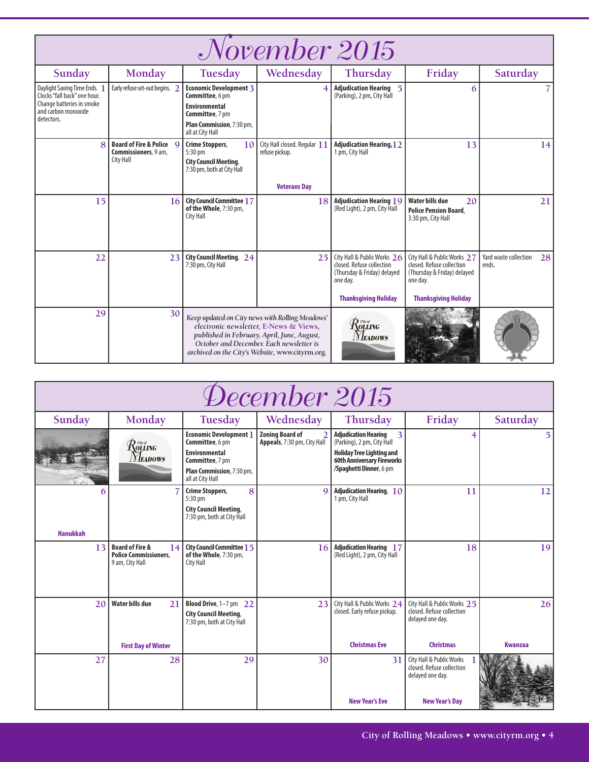# November 2015

| Sunday | Monday | Tuesday | Wednesday | Thursday | Friday | Saturday |
|---|---|---|---|---|---|---|
| 1 Daylight Saving Time Ends. Clocks "fall back" one hour. Change batteries in smoke and carbon monoxide detectors. | 2 Early refuse set-out begins. | 3 **Economic Development Committee**, 6 pm<br>**Environmental Committee**, 7 pm<br>**Plan Commission**, 7:30 pm, all at City Hall | 4 | 5 **Adjudication Hearing** (Parking), 2 pm, City Hall | 6 | 7 |
| 8 | 9 **Board of Fire & Police Commissioners**, 9 am, City Hall | 10 **Crime Stoppers**, 5:30 pm<br>**City Council Meeting**, 7:30 pm, both at City Hall | 11 City Hall closed. Regular refuse pickup.<br>**Veterans Day** | 12 **Adjudication Hearing**, 1 pm, City Hall | 13 | 14 |
| 15 | 16 | 17 **City Council Committee of the Whole**, 7:30 pm, City Hall | 18 | 19 **Adjudication Hearing** (Red Light), 2 pm, City Hall | 20 **Water bills due**<br>**Police Pension Board**, 3:30 pm, City Hall | 21 |
| 22 | 23 | 24 **City Council Meeting**, 7:30 pm, City Hall | 25 | 26 City Hall & Public Works closed. Refuse collection (Thursday & Friday) delayed one day.<br>**Thanksgiving Holiday** | 27 City Hall & Public Works closed. Refuse collection (Thursday & Friday) delayed one day.<br>**Thanksgiving Holiday** | 28 Yard waste collection ends. |
| 29 | 30 | *Keep updated on City news with Rolling Meadows' electronic newsletter, E-News & Views, published in February, April, June, August, October and December. Each newsletter is archived on the City's Website, www.cityrm.org.* | | City of Rolling Meadows | | |

# December 2015

| Sunday | Monday | Tuesday | Wednesday | Thursday | Friday | Saturday |
|---|---|---|---|---|---|---|
| | City of Rolling Meadows | 1 **Economic Development Committee**, 6 pm<br>**Environmental Committee**, 7 pm<br>**Plan Commission**, 7:30 pm, all at City Hall | 2 **Zoning Board of Appeals**, 7:30 pm, City Hall | 3 **Adjudication Hearing** (Parking), 2 pm, City Hall<br>**Holiday Tree Lighting and 60th Anniversary Fireworks /Spaghetti Dinner**, 6 pm | 4 | 5 |
| 6<br>**Hanukkah** | 7 | 8 **Crime Stoppers**, 5:30 pm<br>**City Council Meeting**, 7:30 pm, both at City Hall | 9 | 10 **Adjudication Hearing**, 1 pm, City Hall | 11 | 12 |
| 13 | 14 **Board of Fire & Police Commissioners**, 9 am, City Hall | 15 **City Council Committee of the Whole**, 7:30 pm, City Hall | 16 | 17 **Adjudication Hearing** (Red Light), 2 pm, City Hall | 18 | 19 |
| 20 | 21 **Water bills due**<br>**First Day of Winter** | 22 **Blood Drive**, 1–7 pm<br>**City Council Meeting**, 7:30 pm, both at City Hall | 23 | 24 City Hall & Public Works closed. Early refuse pickup.<br>**Christmas Eve** | 25 City Hall & Public Works closed. Refuse collection delayed one day.<br>**Christmas** | 26<br>**Kwanzaa** |
| 27 | 28 | 29 | 30 | 31<br>**New Year's Eve** | 1 City Hall & Public Works closed. Refuse collection delayed one day.<br>**New Year's Day** | |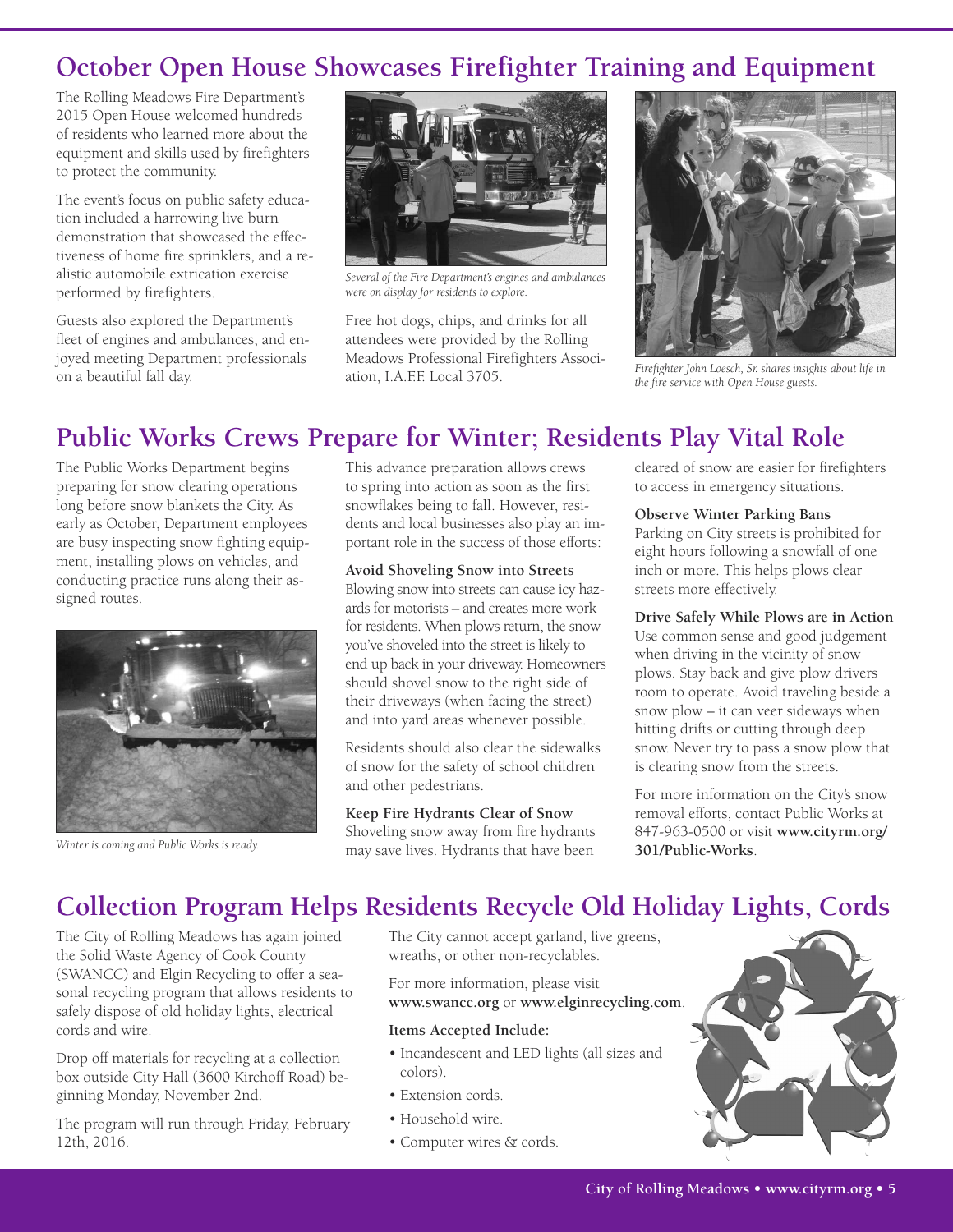## October Open House Showcases Firefighter Training and Equipment

The Rolling Meadows Fire Department's 2015 Open House welcomed hundreds of residents who learned more about the equipment and skills used by firefighters to protect the community.

The event's focus on public safety education included a harrowing live burn demonstration that showcased the effectiveness of home fire sprinklers, and a realistic automobile extrication exercise performed by firefighters.

Guests also explored the Department's fleet of engines and ambulances, and enjoyed meeting Department professionals on a beautiful fall day.

*Several of the Fire Department's engines and ambulances were on display for residents to explore.*

Free hot dogs, chips, and drinks for all attendees were provided by the Rolling Meadows Professional Firefighters Association, I.A.F.F. Local 3705.

*Firefighter John Loesch, Sr. shares insights about life in the fire service with Open House guests.*

## Public Works Crews Prepare for Winter; Residents Play Vital Role

The Public Works Department begins preparing for snow clearing operations long before snow blankets the City. As early as October, Department employees are busy inspecting snow fighting equipment, installing plows on vehicles, and conducting practice runs along their assigned routes.

*Winter is coming and Public Works is ready.*

This advance preparation allows crews to spring into action as soon as the first snowflakes being to fall. However, residents and local businesses also play an important role in the success of those efforts:

**Avoid Shoveling Snow into Streets**
Blowing snow into streets can cause icy hazards for motorists – and creates more work for residents. When plows return, the snow you've shoveled into the street is likely to end up back in your driveway. Homeowners should shovel snow to the right side of their driveways (when facing the street) and into yard areas whenever possible.

Residents should also clear the sidewalks of snow for the safety of school children and other pedestrians.

**Keep Fire Hydrants Clear of Snow**
Shoveling snow away from fire hydrants may save lives. Hydrants that have been cleared of snow are easier for firefighters to access in emergency situations.

**Observe Winter Parking Bans**
Parking on City streets is prohibited for eight hours following a snowfall of one inch or more. This helps plows clear streets more effectively.

**Drive Safely While Plows are in Action**
Use common sense and good judgement when driving in the vicinity of snow plows. Stay back and give plow drivers room to operate. Avoid traveling beside a snow plow – it can veer sideways when hitting drifts or cutting through deep snow. Never try to pass a snow plow that is clearing snow from the streets.

For more information on the City's snow removal efforts, contact Public Works at 847-963-0500 or visit **www.cityrm.org/301/Public-Works**.

## Collection Program Helps Residents Recycle Old Holiday Lights, Cords

The City of Rolling Meadows has again joined the Solid Waste Agency of Cook County (SWANCC) and Elgin Recycling to offer a seasonal recycling program that allows residents to safely dispose of old holiday lights, electrical cords and wire.

Drop off materials for recycling at a collection box outside City Hall (3600 Kirchoff Road) beginning Monday, November 2nd.

The program will run through Friday, February 12th, 2016.

The City cannot accept garland, live greens, wreaths, or other non-recyclables.

For more information, please visit **www.swancc.org** or **www.elginrecycling.com**.

**Items Accepted Include:**

- Incandescent and LED lights (all sizes and colors).
- Extension cords.
- Household wire.
- Computer wires & cords.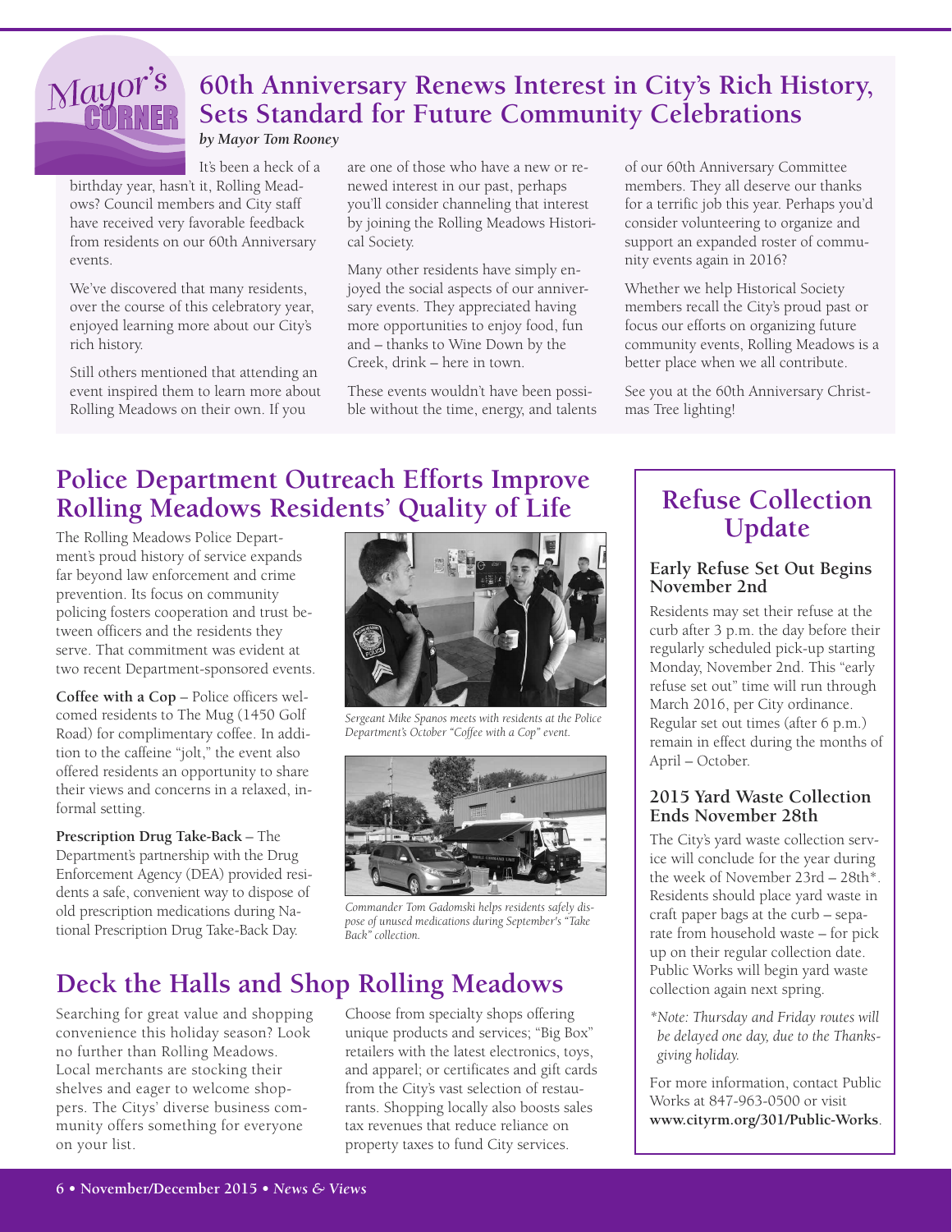Mayor's CORNER

# 60th Anniversary Renews Interest in City's Rich History, Sets Standard for Future Community Celebrations

***by Mayor Tom Rooney***

It's been a heck of a birthday year, hasn't it, Rolling Meadows? Council members and City staff have received very favorable feedback from residents on our 60th Anniversary events.

We've discovered that many residents, over the course of this celebratory year, enjoyed learning more about our City's rich history.

Still others mentioned that attending an event inspired them to learn more about Rolling Meadows on their own. If you are one of those who have a new or renewed interest in our past, perhaps you'll consider channeling that interest by joining the Rolling Meadows Historical Society.

Many other residents have simply enjoyed the social aspects of our anniversary events. They appreciated having more opportunities to enjoy food, fun and – thanks to Wine Down by the Creek, drink – here in town.

These events wouldn't have been possible without the time, energy, and talents of our 60th Anniversary Committee members. They all deserve our thanks for a terrific job this year. Perhaps you'd consider volunteering to organize and support an expanded roster of community events again in 2016?

Whether we help Historical Society members recall the City's proud past or focus our efforts on organizing future community events, Rolling Meadows is a better place when we all contribute.

See you at the 60th Anniversary Christmas Tree lighting!

# Police Department Outreach Efforts Improve Rolling Meadows Residents' Quality of Life

The Rolling Meadows Police Department's proud history of service expands far beyond law enforcement and crime prevention. Its focus on community policing fosters cooperation and trust between officers and the residents they serve. That commitment was evident at two recent Department-sponsored events.

**Coffee with a Cop** – Police officers welcomed residents to The Mug (1450 Golf Road) for complimentary coffee. In addition to the caffeine "jolt," the event also offered residents an opportunity to share their views and concerns in a relaxed, informal setting.

**Prescription Drug Take-Back** – The Department's partnership with the Drug Enforcement Agency (DEA) provided residents a safe, convenient way to dispose of old prescription medications during National Prescription Drug Take-Back Day.

*Sergeant Mike Spanos meets with residents at the Police Department's October "Coffee with a Cop" event.*

*Commander Tom Gadomski helps residents safely dispose of unused medications during September's "Take Back" collection.*

# Refuse Collection Update

## Early Refuse Set Out Begins November 2nd

Residents may set their refuse at the curb after 3 p.m. the day before their regularly scheduled pick-up starting Monday, November 2nd. This "early refuse set out" time will run through March 2016, per City ordinance. Regular set out times (after 6 p.m.) remain in effect during the months of April – October.

## 2015 Yard Waste Collection Ends November 28th

The City's yard waste collection service will conclude for the year during the week of November 23rd – 28th*. Residents should place yard waste in craft paper bags at the curb – separate from household waste – for pick up on their regular collection date. Public Works will begin yard waste collection again next spring.

*\*Note: Thursday and Friday routes will be delayed one day, due to the Thanksgiving holiday.*

For more information, contact Public Works at 847-963-0500 or visit **www.cityrm.org/301/Public-Works**.

# Deck the Halls and Shop Rolling Meadows

Searching for great value and shopping convenience this holiday season? Look no further than Rolling Meadows. Local merchants are stocking their shelves and eager to welcome shoppers. The Citys' diverse business community offers something for everyone on your list.

Choose from specialty shops offering unique products and services; "Big Box" retailers with the latest electronics, toys, and apparel; or certificates and gift cards from the City's vast selection of restaurants. Shopping locally also boosts sales tax revenues that reduce reliance on property taxes to fund City services.